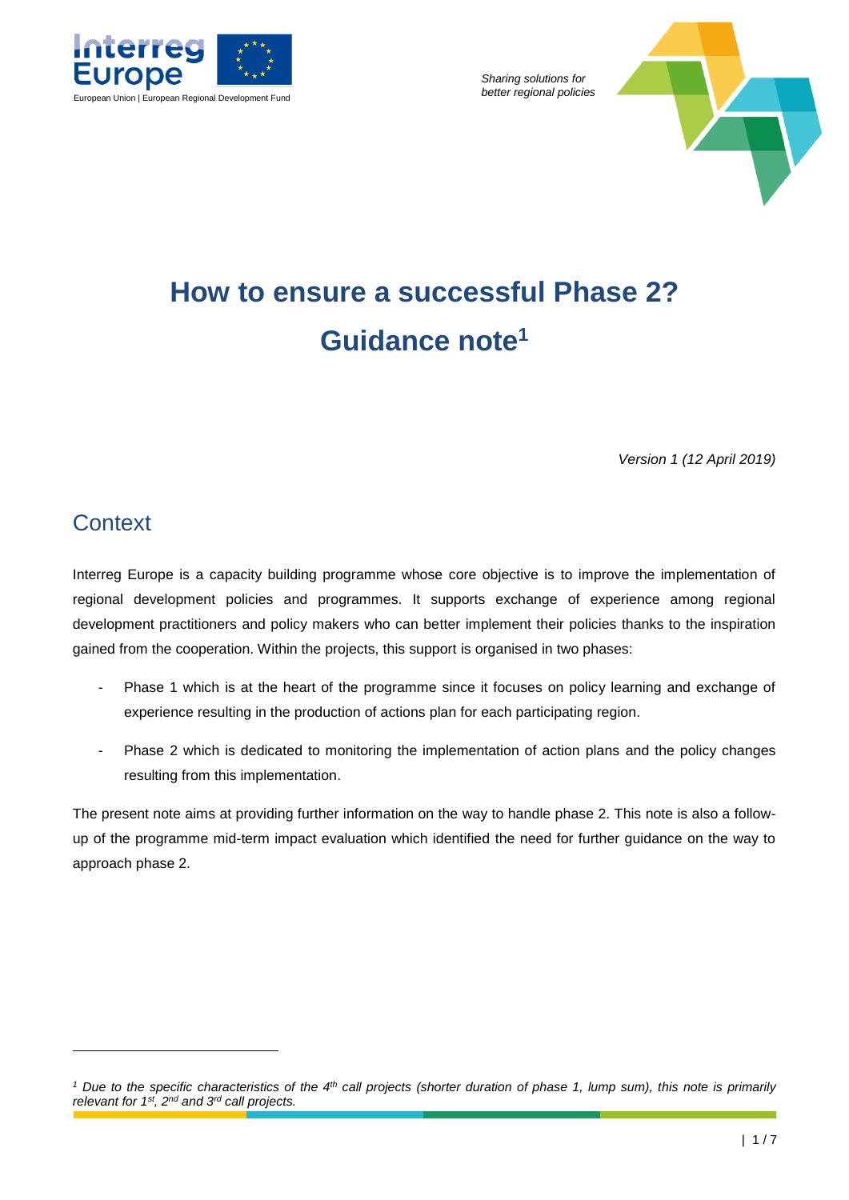Interreg Europe

European Union | European Regional Development Fund

*Sharing solutions for better regional policies*

# How to ensure a successful Phase 2?

# Guidance note[1]

*Version 1 (12 April 2019)*

## Context

Interreg Europe is a capacity building programme whose core objective is to improve the implementation of regional development policies and programmes. It supports exchange of experience among regional development practitioners and policy makers who can better implement their policies thanks to the inspiration gained from the cooperation. Within the projects, this support is organised in two phases:

- Phase 1 which is at the heart of the programme since it focuses on policy learning and exchange of experience resulting in the production of actions plan for each participating region.
- Phase 2 which is dedicated to monitoring the implementation of action plans and the policy changes resulting from this implementation.

The present note aims at providing further information on the way to handle phase 2. This note is also a follow-up of the programme mid-term impact evaluation which identified the need for further guidance on the way to approach phase 2.

---

[1] *Due to the specific characteristics of the 4th call projects (shorter duration of phase 1, lump sum), this note is primarily relevant for 1st, 2nd and 3rd call projects.*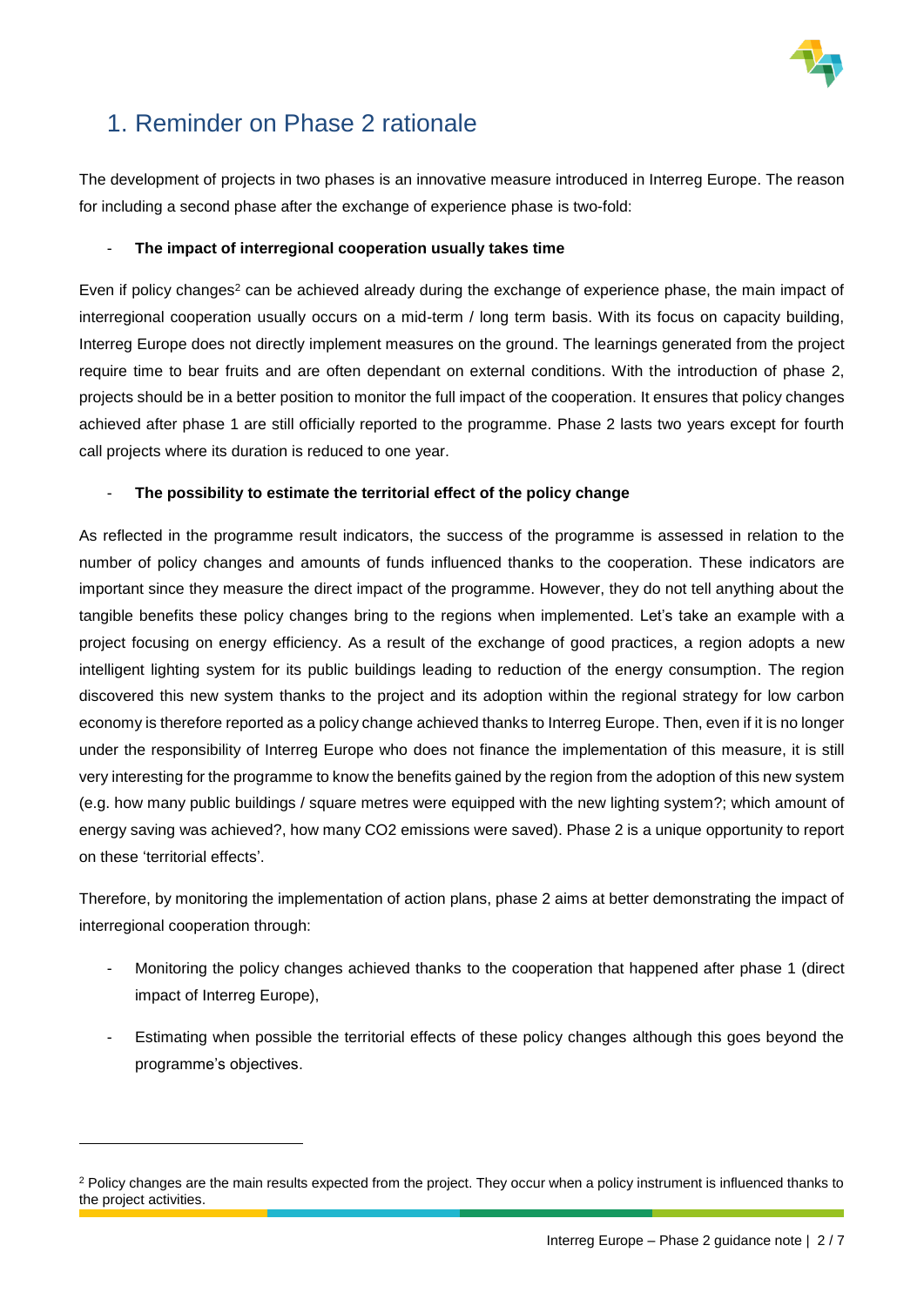# 1. Reminder on Phase 2 rationale

The development of projects in two phases is an innovative measure introduced in Interreg Europe. The reason for including a second phase after the exchange of experience phase is two-fold:

- **The impact of interregional cooperation usually takes time**

Even if policy changes[2] can be achieved already during the exchange of experience phase, the main impact of interregional cooperation usually occurs on a mid-term / long term basis. With its focus on capacity building, Interreg Europe does not directly implement measures on the ground. The learnings generated from the project require time to bear fruits and are often dependant on external conditions. With the introduction of phase 2, projects should be in a better position to monitor the full impact of the cooperation. It ensures that policy changes achieved after phase 1 are still officially reported to the programme. Phase 2 lasts two years except for fourth call projects where its duration is reduced to one year.

- **The possibility to estimate the territorial effect of the policy change**

As reflected in the programme result indicators, the success of the programme is assessed in relation to the number of policy changes and amounts of funds influenced thanks to the cooperation. These indicators are important since they measure the direct impact of the programme. However, they do not tell anything about the tangible benefits these policy changes bring to the regions when implemented. Let's take an example with a project focusing on energy efficiency. As a result of the exchange of good practices, a region adopts a new intelligent lighting system for its public buildings leading to reduction of the energy consumption. The region discovered this new system thanks to the project and its adoption within the regional strategy for low carbon economy is therefore reported as a policy change achieved thanks to Interreg Europe. Then, even if it is no longer under the responsibility of Interreg Europe who does not finance the implementation of this measure, it is still very interesting for the programme to know the benefits gained by the region from the adoption of this new system (e.g. how many public buildings / square metres were equipped with the new lighting system?; which amount of energy saving was achieved?, how many $CO_2$ emissions were saved). Phase 2 is a unique opportunity to report on these 'territorial effects'.

Therefore, by monitoring the implementation of action plans, phase 2 aims at better demonstrating the impact of interregional cooperation through:

- Monitoring the policy changes achieved thanks to the cooperation that happened after phase 1 (direct impact of Interreg Europe),
- Estimating when possible the territorial effects of these policy changes although this goes beyond the programme's objectives.

---

[2] Policy changes are the main results expected from the project. They occur when a policy instrument is influenced thanks to the project activities.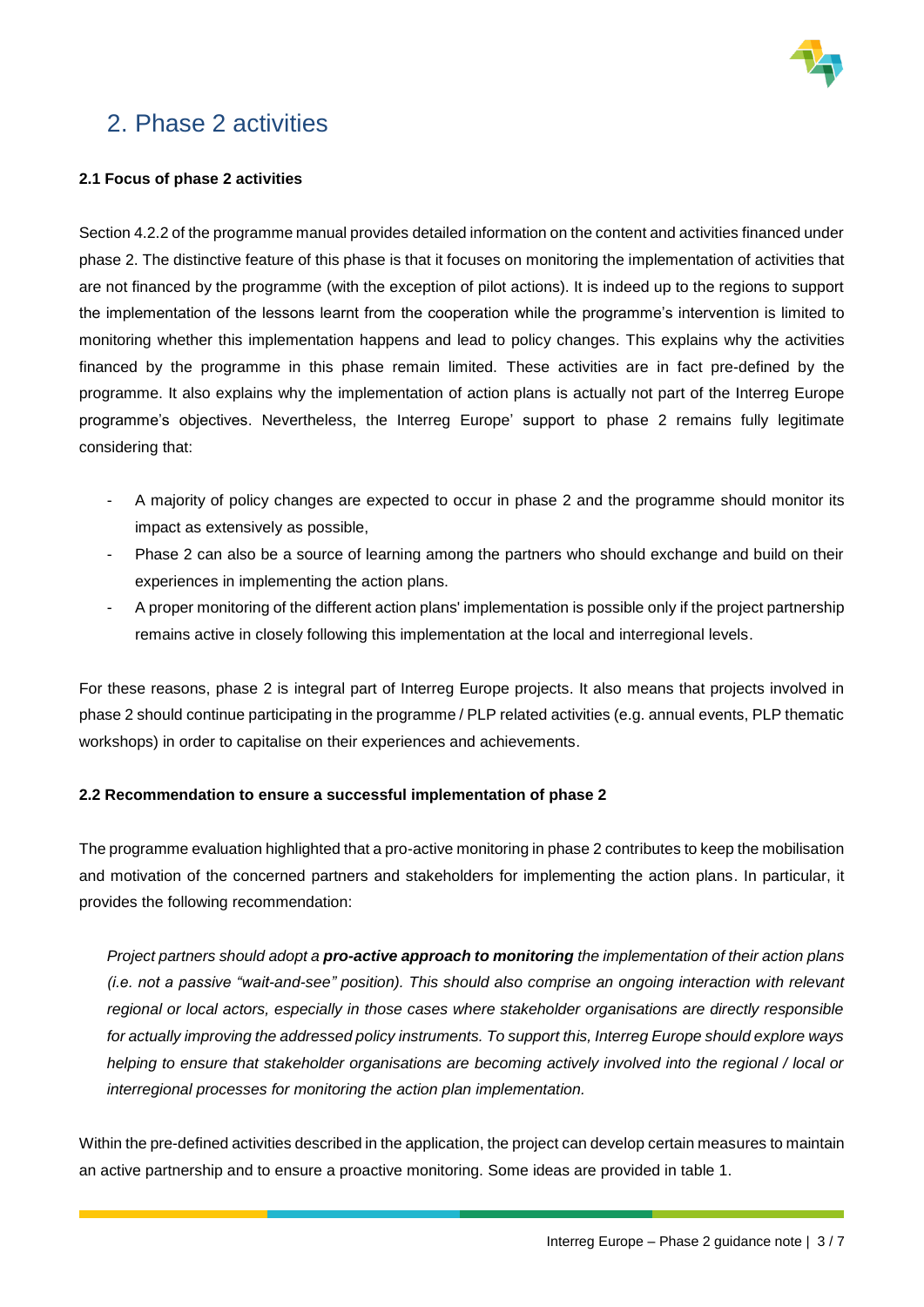## 2. Phase 2 activities

### 2.1 Focus of phase 2 activities

Section 4.2.2 of the programme manual provides detailed information on the content and activities financed under phase 2. The distinctive feature of this phase is that it focuses on monitoring the implementation of activities that are not financed by the programme (with the exception of pilot actions). It is indeed up to the regions to support the implementation of the lessons learnt from the cooperation while the programme's intervention is limited to monitoring whether this implementation happens and lead to policy changes. This explains why the activities financed by the programme in this phase remain limited. These activities are in fact pre-defined by the programme. It also explains why the implementation of action plans is actually not part of the Interreg Europe programme's objectives. Nevertheless, the Interreg Europe' support to phase 2 remains fully legitimate considering that:

- A majority of policy changes are expected to occur in phase 2 and the programme should monitor its impact as extensively as possible,
- Phase 2 can also be a source of learning among the partners who should exchange and build on their experiences in implementing the action plans.
- A proper monitoring of the different action plans' implementation is possible only if the project partnership remains active in closely following this implementation at the local and interregional levels.

For these reasons, phase 2 is integral part of Interreg Europe projects. It also means that projects involved in phase 2 should continue participating in the programme / PLP related activities (e.g. annual events, PLP thematic workshops) in order to capitalise on their experiences and achievements.

### 2.2 Recommendation to ensure a successful implementation of phase 2

The programme evaluation highlighted that a pro-active monitoring in phase 2 contributes to keep the mobilisation and motivation of the concerned partners and stakeholders for implementing the action plans. In particular, it provides the following recommendation:

> *Project partners should adopt a **pro-active approach to monitoring** the implementation of their action plans (i.e. not a passive "wait-and-see" position). This should also comprise an ongoing interaction with relevant regional or local actors, especially in those cases where stakeholder organisations are directly responsible for actually improving the addressed policy instruments. To support this, Interreg Europe should explore ways helping to ensure that stakeholder organisations are becoming actively involved into the regional / local or interregional processes for monitoring the action plan implementation.*

Within the pre-defined activities described in the application, the project can develop certain measures to maintain an active partnership and to ensure a proactive monitoring. Some ideas are provided in table 1.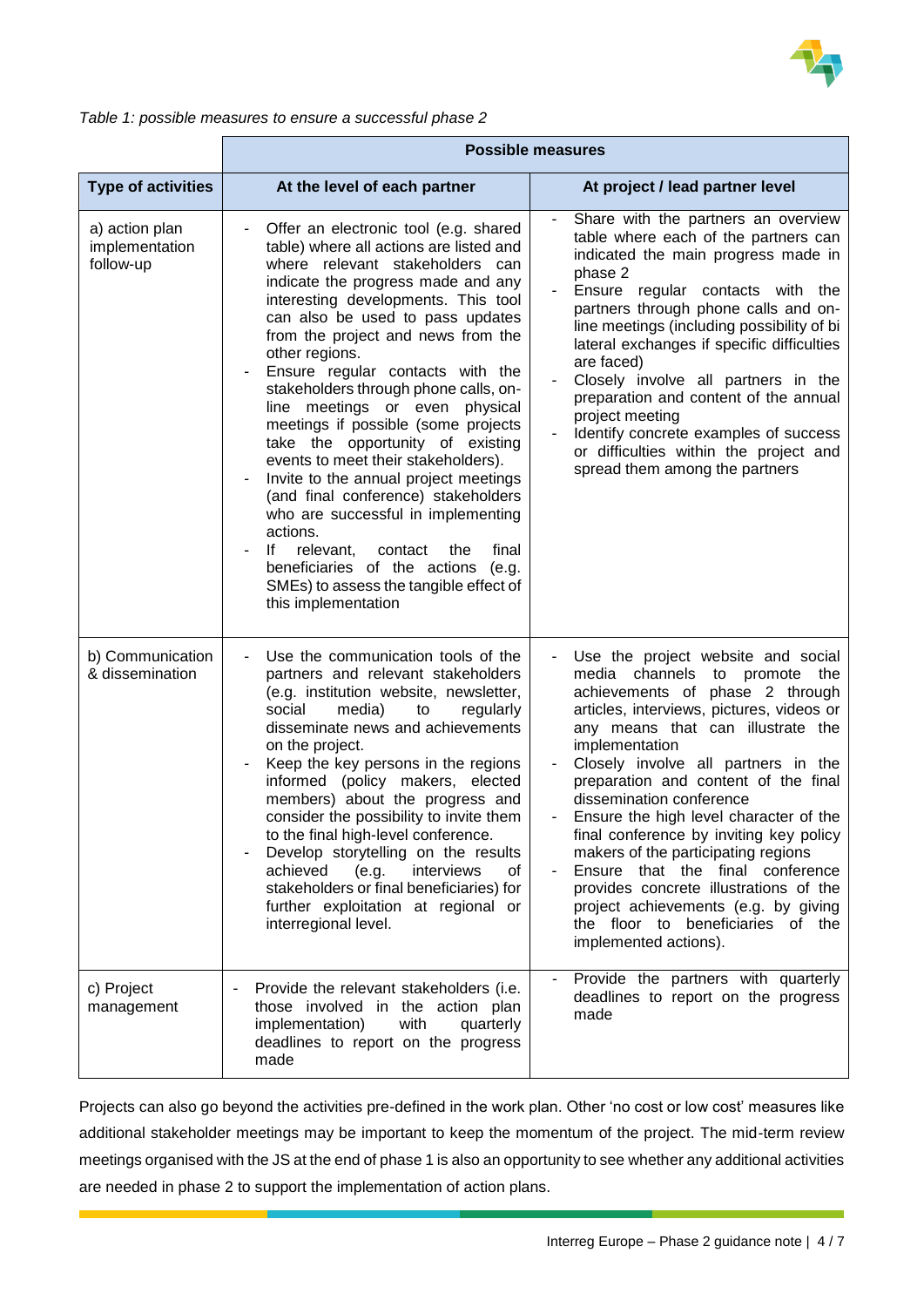*Table 1: possible measures to ensure a successful phase 2*

| | **Possible measures** | |
|---|---|---|
| **Type of activities** | **At the level of each partner** | **At project / lead partner level** |
| a) action plan implementation follow-up | - Offer an electronic tool (e.g. shared table) where all actions are listed and where relevant stakeholders can indicate the progress made and any interesting developments. This tool can also be used to pass updates from the project and news from the other regions.<br>- Ensure regular contacts with the stakeholders through phone calls, on-line meetings or even physical meetings if possible (some projects take the opportunity of existing events to meet their stakeholders).<br>- Invite to the annual project meetings (and final conference) stakeholders who are successful in implementing actions.<br>- If relevant, contact the final beneficiaries of the actions (e.g. SMEs) to assess the tangible effect of this implementation | - Share with the partners an overview table where each of the partners can indicated the main progress made in phase 2<br>- Ensure regular contacts with the partners through phone calls and on-line meetings (including possibility of bi lateral exchanges if specific difficulties are faced)<br>- Closely involve all partners in the preparation and content of the annual project meeting<br>- Identify concrete examples of success or difficulties within the project and spread them among the partners |
| b) Communication & dissemination | - Use the communication tools of the partners and relevant stakeholders (e.g. institution website, newsletter, social media) to regularly disseminate news and achievements on the project.<br>- Keep the key persons in the regions informed (policy makers, elected members) about the progress and consider the possibility to invite them to the final high-level conference.<br>- Develop storytelling on the results achieved (e.g. interviews of stakeholders or final beneficiaries) for further exploitation at regional or interregional level. | - Use the project website and social media channels to promote the achievements of phase 2 through articles, interviews, pictures, videos or any means that can illustrate the implementation<br>- Closely involve all partners in the preparation and content of the final dissemination conference<br>- Ensure the high level character of the final conference by inviting key policy makers of the participating regions<br>- Ensure that the final conference provides concrete illustrations of the project achievements (e.g. by giving the floor to beneficiaries of the implemented actions). |
| c) Project management | - Provide the relevant stakeholders (i.e. those involved in the action plan implementation) with quarterly deadlines to report on the progress made | - Provide the partners with quarterly deadlines to report on the progress made |

Projects can also go beyond the activities pre-defined in the work plan. Other 'no cost or low cost' measures like additional stakeholder meetings may be important to keep the momentum of the project. The mid-term review meetings organised with the JS at the end of phase 1 is also an opportunity to see whether any additional activities are needed in phase 2 to support the implementation of action plans.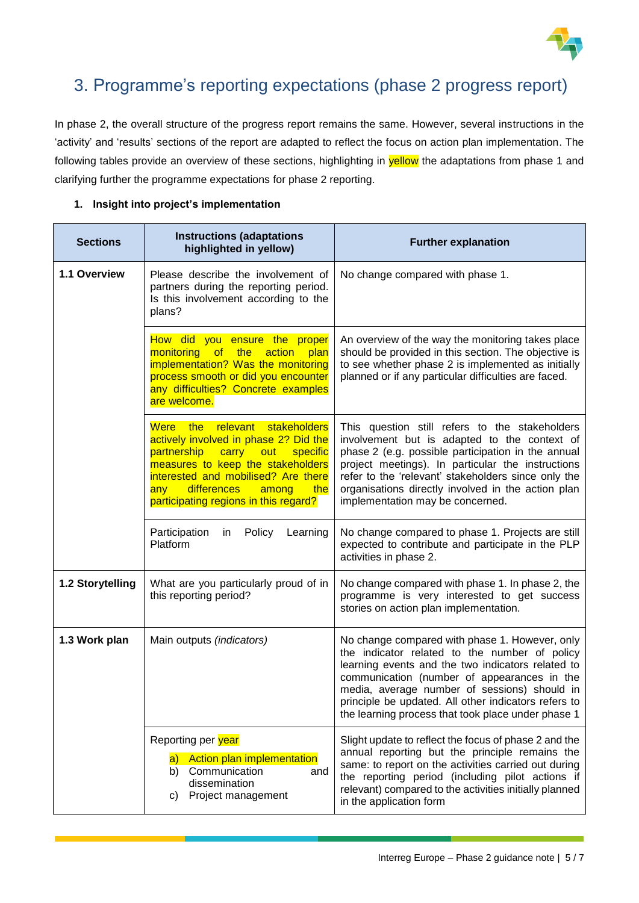# 3. Programme's reporting expectations (phase 2 progress report)

In phase 2, the overall structure of the progress report remains the same. However, several instructions in the 'activity' and 'results' sections of the report are adapted to reflect the focus on action plan implementation. The following tables provide an overview of these sections, highlighting in yellow the adaptations from phase 1 and clarifying further the programme expectations for phase 2 reporting.

**1. Insight into project's implementation**

| Sections | Instructions (adaptations highlighted in yellow) | Further explanation |
|---|---|---|
| **1.1 Overview** | Please describe the involvement of partners during the reporting period. Is this involvement according to the plans? | No change compared with phase 1. |
| | How did you ensure the proper monitoring of the action plan implementation? Was the monitoring process smooth or did you encounter any difficulties? Concrete examples are welcome. | An overview of the way the monitoring takes place should be provided in this section. The objective is to see whether phase 2 is implemented as initially planned or if any particular difficulties are faced. |
| | Were the relevant stakeholders actively involved in phase 2? Did the partnership carry out specific measures to keep the stakeholders interested and mobilised? Are there any differences among the participating regions in this regard? | This question still refers to the stakeholders involvement but is adapted to the context of phase 2 (e.g. possible participation in the annual project meetings). In particular the instructions refer to the 'relevant' stakeholders since only the organisations directly involved in the action plan implementation may be concerned. |
| | Participation in Policy Learning Platform | No change compared to phase 1. Projects are still expected to contribute and participate in the PLP activities in phase 2. |
| **1.2 Storytelling** | What are you particularly proud of in this reporting period? | No change compared with phase 1. In phase 2, the programme is very interested to get success stories on action plan implementation. |
| **1.3 Work plan** | Main outputs *(indicators)* | No change compared with phase 1. However, only the indicator related to the number of policy learning events and the two indicators related to communication (number of appearances in the media, average number of sessions) should in principle be updated. All other indicators refers to the learning process that took place under phase 1 |
| | Reporting per year<br>a) Action plan implementation<br>b) Communication and dissemination<br>c) Project management | Slight update to reflect the focus of phase 2 and the annual reporting but the principle remains the same: to report on the activities carried out during the reporting period (including pilot actions if relevant) compared to the activities initially planned in the application form |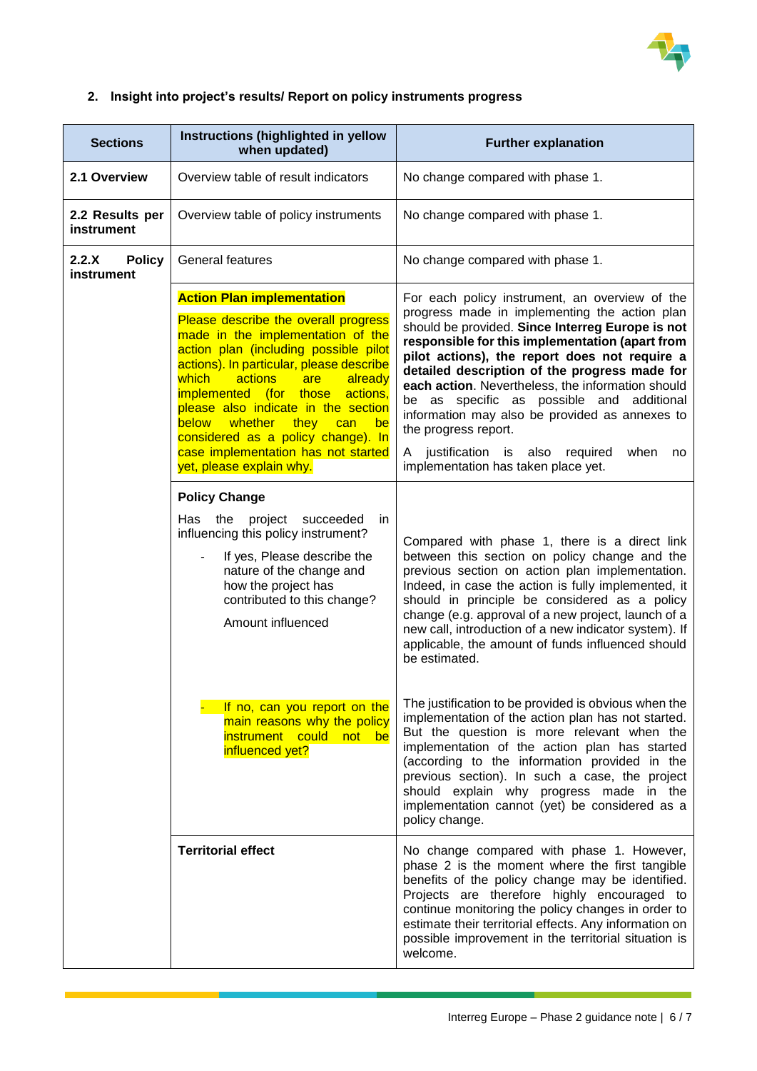## 2. Insight into project's results/ Report on policy instruments progress

| Sections | Instructions (highlighted in yellow when updated) | Further explanation |
|---|---|---|
| **2.1 Overview** | Overview table of result indicators | No change compared with phase 1. |
| **2.2 Results per instrument** | Overview table of policy instruments | No change compared with phase 1. |
| **2.2.X Policy instrument** | General features | No change compared with phase 1. |
| | **Action Plan implementation**<br><br>Please describe the overall progress made in the implementation of the action plan (including possible pilot actions). In particular, please describe which actions are already implemented (for those actions, please also indicate in the section below whether they can be considered as a policy change). In case implementation has not started yet, please explain why. | For each policy instrument, an overview of the progress made in implementing the action plan should be provided. **Since Interreg Europe is not responsible for this implementation (apart from pilot actions), the report does not require a detailed description of the progress made for each action**. Nevertheless, the information should be as specific as possible and additional information may also be provided as annexes to the progress report.<br><br>A justification is also required when no implementation has taken place yet. |
| | **Policy Change**<br><br>Has the project succeeded in influencing this policy instrument?<br><br>- If yes, Please describe the nature of the change and how the project has contributed to this change?<br><br>Amount influenced | Compared with phase 1, there is a direct link between this section on policy change and the previous section on action plan implementation. Indeed, in case the action is fully implemented, it should in principle be considered as a policy change (e.g. approval of a new project, launch of a new call, introduction of a new indicator system). If applicable, the amount of funds influenced should be estimated. |
| | - If no, can you report on the main reasons why the policy instrument could not be influenced yet? | The justification to be provided is obvious when the implementation of the action plan has not started. But the question is more relevant when the implementation of the action plan has started (according to the information provided in the previous section). In such a case, the project should explain why progress made in the implementation cannot (yet) be considered as a policy change. |
| | **Territorial effect** | No change compared with phase 1. However, phase 2 is the moment where the first tangible benefits of the policy change may be identified. Projects are therefore highly encouraged to continue monitoring the policy changes in order to estimate their territorial effects. Any information on possible improvement in the territorial situation is welcome. |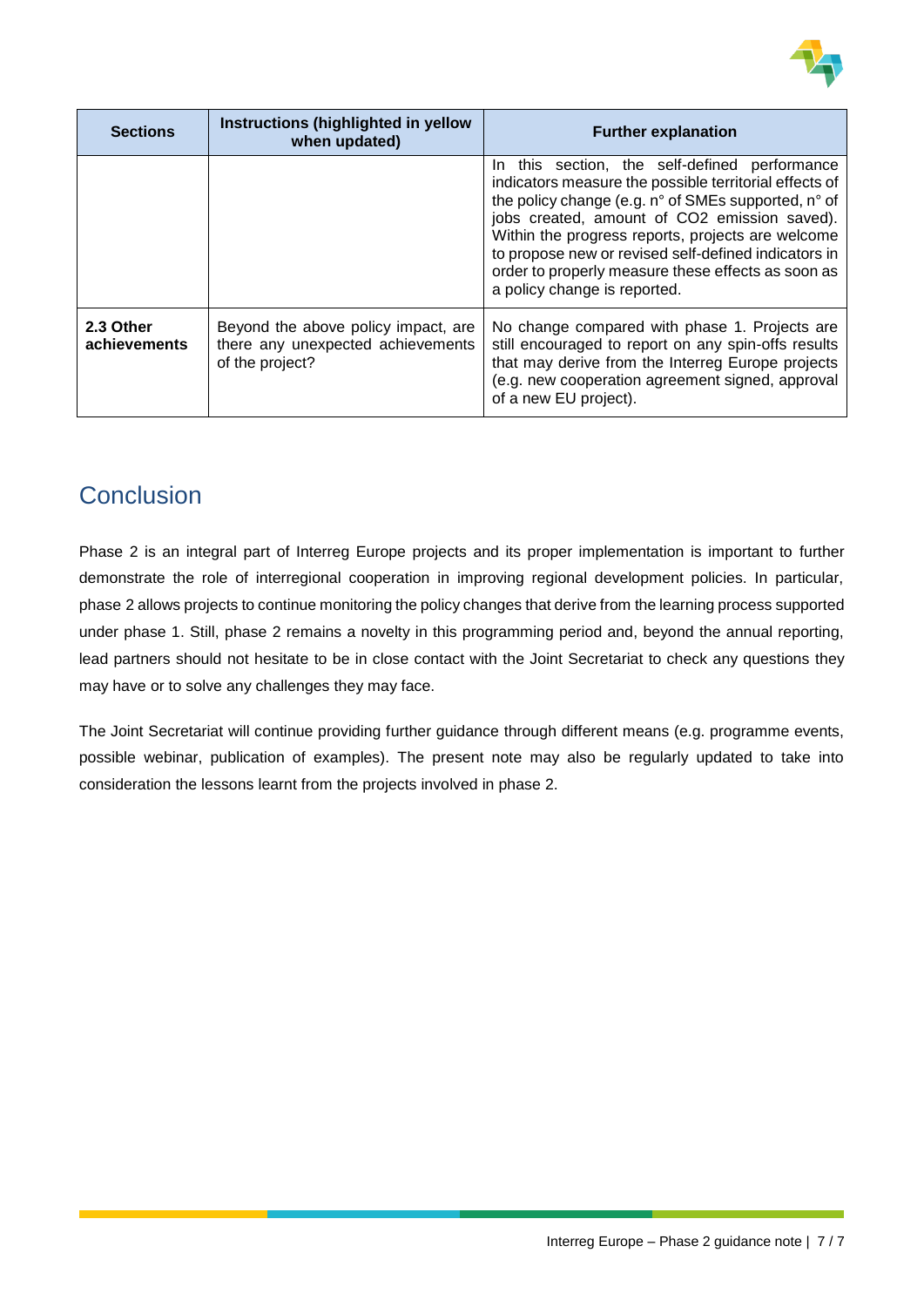| Sections | Instructions (highlighted in yellow when updated) | Further explanation |
| --- | --- | --- |
| | | In this section, the self-defined performance indicators measure the possible territorial effects of the policy change (e.g. n° of SMEs supported, n° of jobs created, amount of CO2 emission saved). Within the progress reports, projects are welcome to propose new or revised self-defined indicators in order to properly measure these effects as soon as a policy change is reported. |
| **2.3 Other achievements** | Beyond the above policy impact, are there any unexpected achievements of the project? | No change compared with phase 1. Projects are still encouraged to report on any spin-offs results that may derive from the Interreg Europe projects (e.g. new cooperation agreement signed, approval of a new EU project). |

## Conclusion

Phase 2 is an integral part of Interreg Europe projects and its proper implementation is important to further demonstrate the role of interregional cooperation in improving regional development policies. In particular, phase 2 allows projects to continue monitoring the policy changes that derive from the learning process supported under phase 1. Still, phase 2 remains a novelty in this programming period and, beyond the annual reporting, lead partners should not hesitate to be in close contact with the Joint Secretariat to check any questions they may have or to solve any challenges they may face.

The Joint Secretariat will continue providing further guidance through different means (e.g. programme events, possible webinar, publication of examples). The present note may also be regularly updated to take into consideration the lessons learnt from the projects involved in phase 2.